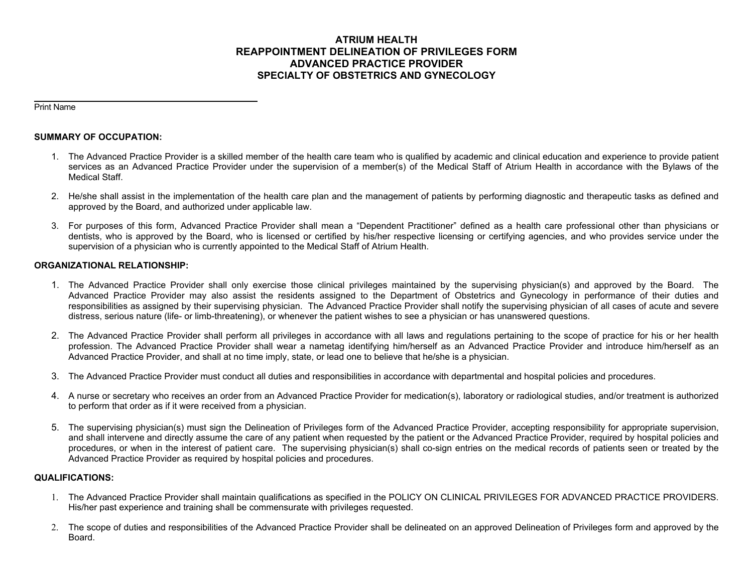# ATRIUM HEALTH
# REAPPOINTMENT DELINEATION OF PRIVILEGES FORM
# ADVANCED PRACTICE PROVIDER
# SPECIALTY OF OBSTETRICS AND GYNECOLOGY

\_\_\_\_\_\_\_\_\_\_\_\_\_\_\_\_\_\_\_\_\_\_\_\_\_\_\_\_\_\_\_\_\_\_\_\_\_\_\_\_

Print Name

**SUMMARY OF OCCUPATION:**

1. The Advanced Practice Provider is a skilled member of the health care team who is qualified by academic and clinical education and experience to provide patient services as an Advanced Practice Provider under the supervision of a member(s) of the Medical Staff of Atrium Health in accordance with the Bylaws of the Medical Staff.

2. He/she shall assist in the implementation of the health care plan and the management of patients by performing diagnostic and therapeutic tasks as defined and approved by the Board, and authorized under applicable law.

3. For purposes of this form, Advanced Practice Provider shall mean a "Dependent Practitioner" defined as a health care professional other than physicians or dentists, who is approved by the Board, who is licensed or certified by his/her respective licensing or certifying agencies, and who provides service under the supervision of a physician who is currently appointed to the Medical Staff of Atrium Health.

**ORGANIZATIONAL RELATIONSHIP:**

1. The Advanced Practice Provider shall only exercise those clinical privileges maintained by the supervising physician(s) and approved by the Board. The Advanced Practice Provider may also assist the residents assigned to the Department of Obstetrics and Gynecology in performance of their duties and responsibilities as assigned by their supervising physician. The Advanced Practice Provider shall notify the supervising physician of all cases of acute and severe distress, serious nature (life- or limb-threatening), or whenever the patient wishes to see a physician or has unanswered questions.

2. The Advanced Practice Provider shall perform all privileges in accordance with all laws and regulations pertaining to the scope of practice for his or her health profession. The Advanced Practice Provider shall wear a nametag identifying him/herself as an Advanced Practice Provider and introduce him/herself as an Advanced Practice Provider, and shall at no time imply, state, or lead one to believe that he/she is a physician.

3. The Advanced Practice Provider must conduct all duties and responsibilities in accordance with departmental and hospital policies and procedures.

4. A nurse or secretary who receives an order from an Advanced Practice Provider for medication(s), laboratory or radiological studies, and/or treatment is authorized to perform that order as if it were received from a physician.

5. The supervising physician(s) must sign the Delineation of Privileges form of the Advanced Practice Provider, accepting responsibility for appropriate supervision, and shall intervene and directly assume the care of any patient when requested by the patient or the Advanced Practice Provider, required by hospital policies and procedures, or when in the interest of patient care. The supervising physician(s) shall co-sign entries on the medical records of patients seen or treated by the Advanced Practice Provider as required by hospital policies and procedures.

**QUALIFICATIONS:**

1. The Advanced Practice Provider shall maintain qualifications as specified in the POLICY ON CLINICAL PRIVILEGES FOR ADVANCED PRACTICE PROVIDERS. His/her past experience and training shall be commensurate with privileges requested.

2. The scope of duties and responsibilities of the Advanced Practice Provider shall be delineated on an approved Delineation of Privileges form and approved by the Board.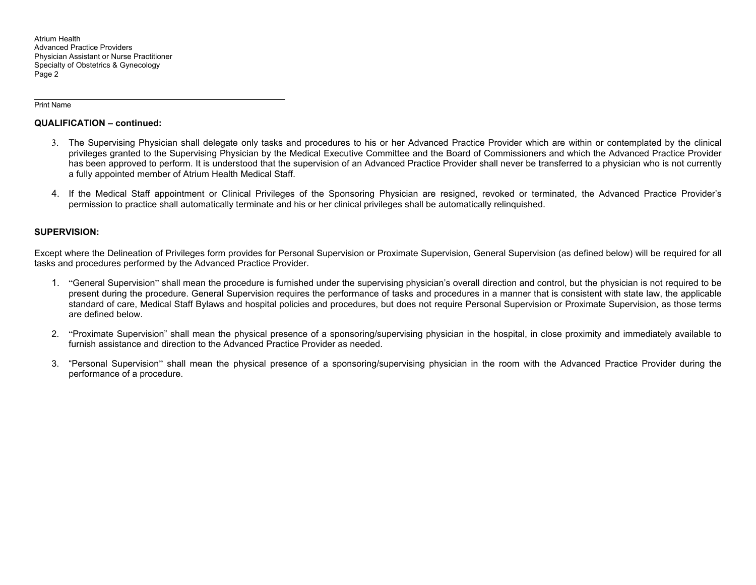_______________________________________________

Print Name

**QUALIFICATION – continued:**

3. The Supervising Physician shall delegate only tasks and procedures to his or her Advanced Practice Provider which are within or contemplated by the clinical privileges granted to the Supervising Physician by the Medical Executive Committee and the Board of Commissioners and which the Advanced Practice Provider has been approved to perform. It is understood that the supervision of an Advanced Practice Provider shall never be transferred to a physician who is not currently a fully appointed member of Atrium Health Medical Staff.

4. If the Medical Staff appointment or Clinical Privileges of the Sponsoring Physician are resigned, revoked or terminated, the Advanced Practice Provider's permission to practice shall automatically terminate and his or her clinical privileges shall be automatically relinquished.

**SUPERVISION:**

Except where the Delineation of Privileges form provides for Personal Supervision or Proximate Supervision, General Supervision (as defined below) will be required for all tasks and procedures performed by the Advanced Practice Provider.

1. "General Supervision" shall mean the procedure is furnished under the supervising physician's overall direction and control, but the physician is not required to be present during the procedure. General Supervision requires the performance of tasks and procedures in a manner that is consistent with state law, the applicable standard of care, Medical Staff Bylaws and hospital policies and procedures, but does not require Personal Supervision or Proximate Supervision, as those terms are defined below.

2. "Proximate Supervision" shall mean the physical presence of a sponsoring/supervising physician in the hospital, in close proximity and immediately available to furnish assistance and direction to the Advanced Practice Provider as needed.

3. "Personal Supervision" shall mean the physical presence of a sponsoring/supervising physician in the room with the Advanced Practice Provider during the performance of a procedure.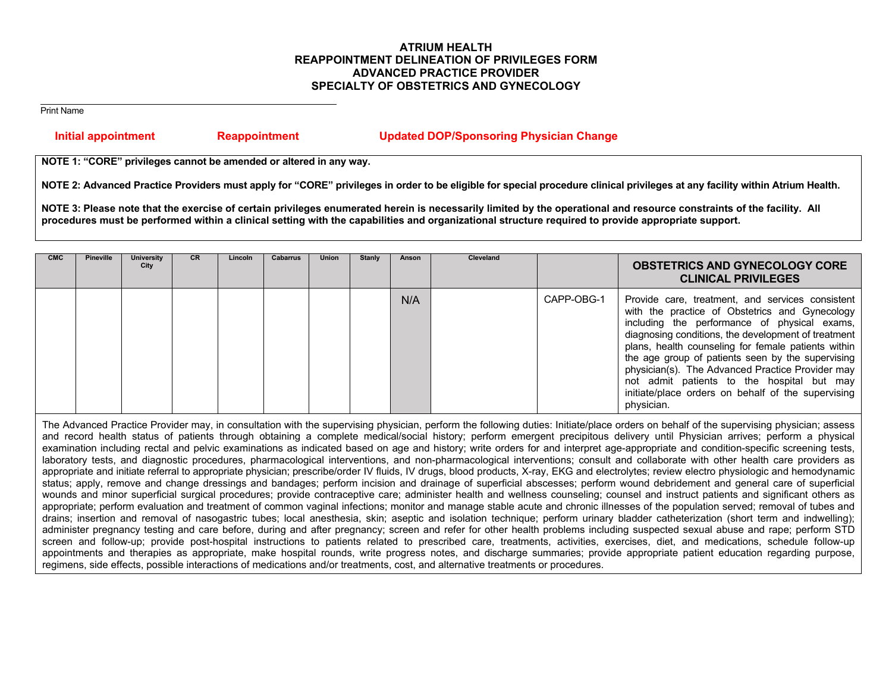**ATRIUM HEALTH**
**REAPPOINTMENT DELINEATION OF PRIVILEGES FORM**
**ADVANCED PRACTICE PROVIDER**
**SPECIALTY OF OBSTETRICS AND GYNECOLOGY**

\_\_\_\_\_\_\_\_\_\_\_\_\_\_\_\_\_\_\_\_\_\_\_\_\_\_\_\_\_\_\_\_\_\_\_\_\_\_\_\_\_\_\_\_\_\_

Print Name

**Initial appointment** &nbsp;&nbsp;&nbsp;&nbsp; **Reappointment** &nbsp;&nbsp;&nbsp;&nbsp; **Updated DOP/Sponsoring Physician Change**

**NOTE 1: "CORE" privileges cannot be amended or altered in any way.**

**NOTE 2: Advanced Practice Providers must apply for "CORE" privileges in order to be eligible for special procedure clinical privileges at any facility within Atrium Health.**

**NOTE 3: Please note that the exercise of certain privileges enumerated herein is necessarily limited by the operational and resource constraints of the facility. All procedures must be performed within a clinical setting with the capabilities and organizational structure required to provide appropriate support.**

| CMC | Pineville | University City | CR | Lincoln | Cabarrus | Union | Stanly | Anson | Cleveland | | **OBSTETRICS AND GYNECOLOGY CORE CLINICAL PRIVILEGES** |
|---|---|---|---|---|---|---|---|---|---|---|---|
| | | | | | | | | N/A | | CAPP-OBG-1 | Provide care, treatment, and services consistent with the practice of Obstetrics and Gynecology including the performance of physical exams, diagnosing conditions, the development of treatment plans, health counseling for female patients within the age group of patients seen by the supervising physician(s). The Advanced Practice Provider may not admit patients to the hospital but may initiate/place orders on behalf of the supervising physician. |

The Advanced Practice Provider may, in consultation with the supervising physician, perform the following duties: Initiate/place orders on behalf of the supervising physician; assess and record health status of patients through obtaining a complete medical/social history; perform emergent precipitous delivery until Physician arrives; perform a physical examination including rectal and pelvic examinations as indicated based on age and history; write orders for and interpret age-appropriate and condition-specific screening tests, laboratory tests, and diagnostic procedures, pharmacological interventions, and non-pharmacological interventions; consult and collaborate with other health care providers as appropriate and initiate referral to appropriate physician; prescribe/order IV fluids, IV drugs, blood products, X-ray, EKG and electrolytes; review electro physiologic and hemodynamic status; apply, remove and change dressings and bandages; perform incision and drainage of superficial abscesses; perform wound debridement and general care of superficial wounds and minor superficial surgical procedures; provide contraceptive care; administer health and wellness counseling; counsel and instruct patients and significant others as appropriate; perform evaluation and treatment of common vaginal infections; monitor and manage stable acute and chronic illnesses of the population served; removal of tubes and drains; insertion and removal of nasogastric tubes; local anesthesia, skin; aseptic and isolation technique; perform urinary bladder catheterization (short term and indwelling); administer pregnancy testing and care before, during and after pregnancy; screen and refer for other health problems including suspected sexual abuse and rape; perform STD screen and follow-up; provide post-hospital instructions to patients related to prescribed care, treatments, activities, exercises, diet, and medications, schedule follow-up appointments and therapies as appropriate, make hospital rounds, write progress notes, and discharge summaries; provide appropriate patient education regarding purpose, regimens, side effects, possible interactions of medications and/or treatments, cost, and alternative treatments or procedures.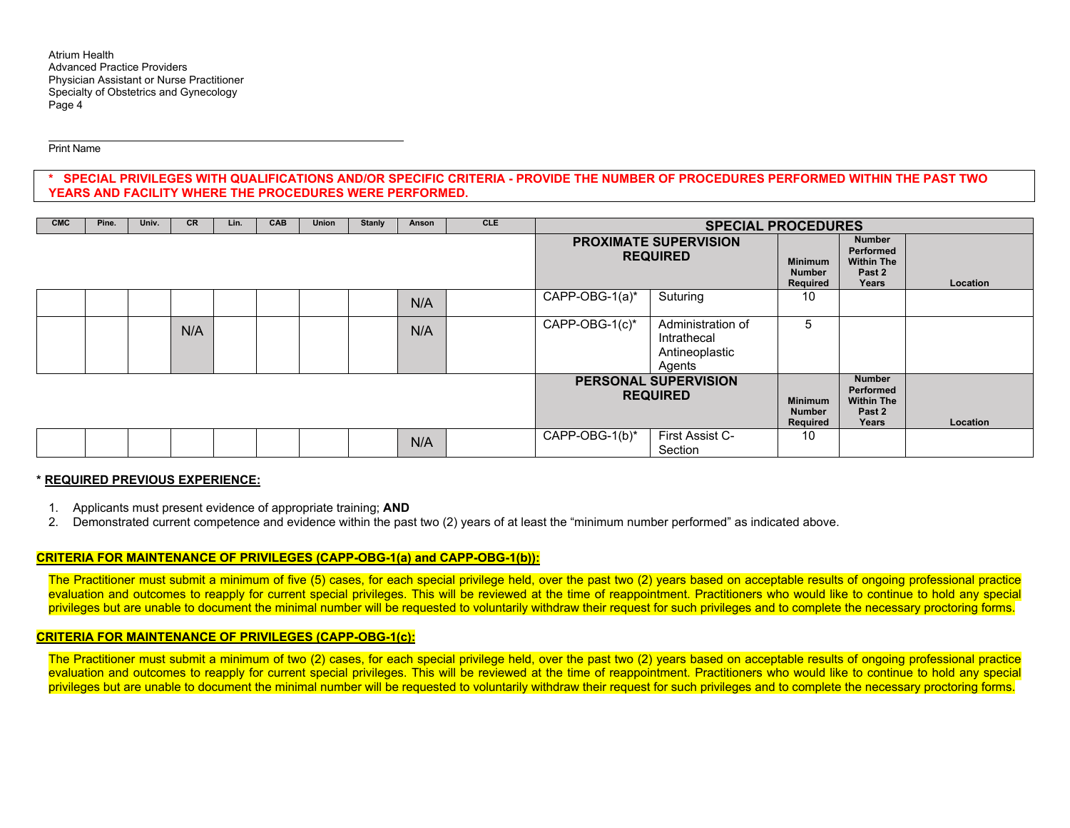Atrium Health
Advanced Practice Providers
Physician Assistant or Nurse Practitioner
Specialty of Obstetrics and Gynecology

______________________________________________
Print Name

**\* SPECIAL PRIVILEGES WITH QUALIFICATIONS AND/OR SPECIFIC CRITERIA - PROVIDE THE NUMBER OF PROCEDURES PERFORMED WITHIN THE PAST TWO YEARS AND FACILITY WHERE THE PROCEDURES WERE PERFORMED.**

| CMC | Pine. | Univ. | CR | Lin. | CAB | Union | Stanly | Anson | CLE | SPECIAL PROCEDURES | | | | |
|---|---|---|---|---|---|---|---|---|---|---|---|---|---|---|
| | | | | | | | | | | **PROXIMATE SUPERVISION REQUIRED** | | **Minimum Number Required** | **Number Performed Within The Past 2 Years** | **Location** |
| | | | | | | | | N/A | | CAPP-OBG-1(a)* | Suturing | 10 | | |
| | | | N/A | | | | | N/A | | CAPP-OBG-1(c)* | Administration of Intrathecal Antineoplastic Agents | 5 | | |
| | | | | | | | | | | **PERSONAL SUPERVISION REQUIRED** | | **Minimum Number Required** | **Number Performed Within The Past 2 Years** | **Location** |
| | | | | | | | | N/A | | CAPP-OBG-1(b)* | First Assist C-Section | 10 | | |

**\* <u>REQUIRED PREVIOUS EXPERIENCE:</u>**

1. Applicants must present evidence of appropriate training; **AND**
2. Demonstrated current competence and evidence within the past two (2) years of at least the "minimum number performed" as indicated above.

**<u>CRITERIA FOR MAINTENANCE OF PRIVILEGES (CAPP-OBG-1(a) and CAPP-OBG-1(b)):</u>**

The Practitioner must submit a minimum of five (5) cases, for each special privilege held, over the past two (2) years based on acceptable results of ongoing professional practice evaluation and outcomes to reapply for current special privileges. This will be reviewed at the time of reappointment. Practitioners who would like to continue to hold any special privileges but are unable to document the minimal number will be requested to voluntarily withdraw their request for such privileges and to complete the necessary proctoring forms.

**<u>CRITERIA FOR MAINTENANCE OF PRIVILEGES (CAPP-OBG-1(c):</u>**

The Practitioner must submit a minimum of two (2) cases, for each special privilege held, over the past two (2) years based on acceptable results of ongoing professional practice evaluation and outcomes to reapply for current special privileges. This will be reviewed at the time of reappointment. Practitioners who would like to continue to hold any special privileges but are unable to document the minimal number will be requested to voluntarily withdraw their request for such privileges and to complete the necessary proctoring forms.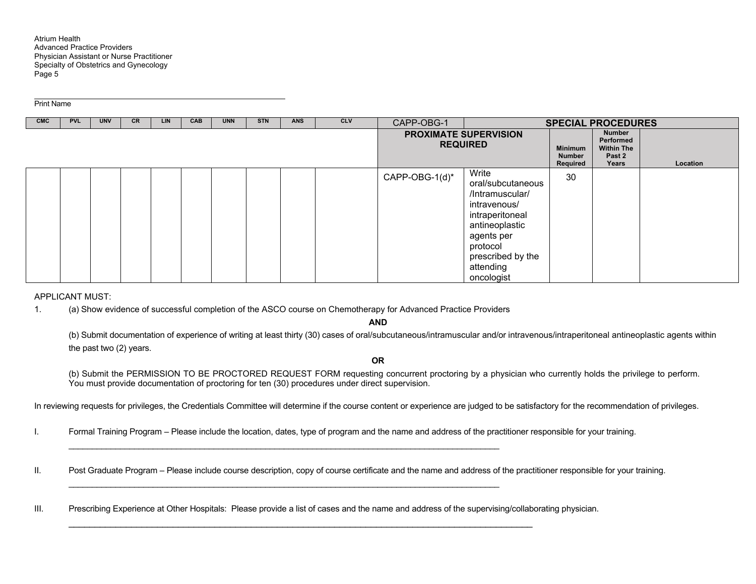Print Name

| CMC | PVL | UNV | CR | LIN | CAB | UNN | STN | ANS | CLV | CAPP-OBG-1 | SPECIAL PROCEDURES | | | |
|---|---|---|---|---|---|---|---|---|---|---|---|---|---|---|
| | | | | | | | | | | PROXIMATE SUPERVISION REQUIRED | | Minimum Number Required | Number Performed Within The Past 2 Years | Location |
| | | | | | | | | | | CAPP-OBG-1(d)* | Write oral/subcutaneous /Intramuscular/ intravenous/ intraperitoneal antineoplastic agents per protocol prescribed by the attending oncologist | 30 | | |

APPLICANT MUST:

1. (a) Show evidence of successful completion of the ASCO course on Chemotherapy for Advanced Practice Providers

   **AND**

   (b) Submit documentation of experience of writing at least thirty (30) cases of oral/subcutaneous/intramuscular and/or intravenous/intraperitoneal antineoplastic agents within the past two (2) years.

   **OR**

   (b) Submit the PERMISSION TO BE PROCTORED REQUEST FORM requesting concurrent proctoring by a physician who currently holds the privilege to perform. You must provide documentation of proctoring for ten (30) procedures under direct supervision.

In reviewing requests for privileges, the Credentials Committee will determine if the course content or experience are judged to be satisfactory for the recommendation of privileges.

I. Formal Training Program – Please include the location, dates, type of program and the name and address of the practitioner responsible for your training.

____________________________________________________________________________________________

II. Post Graduate Program – Please include course description, copy of course certificate and the name and address of the practitioner responsible for your training.

____________________________________________________________________________________________

III. Prescribing Experience at Other Hospitals: Please provide a list of cases and the name and address of the supervising/collaborating physician.

____________________________________________________________________________________________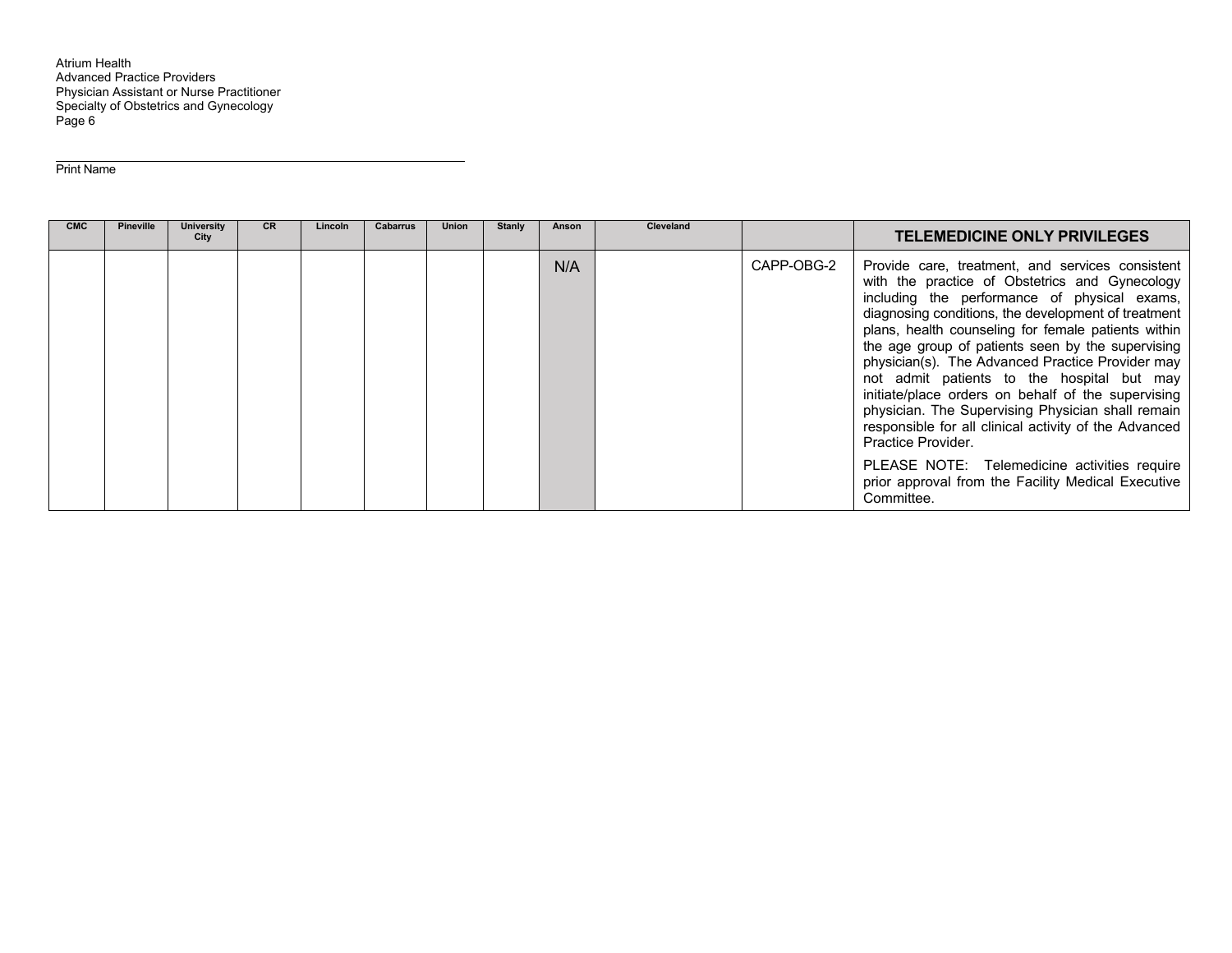Print Name

| CMC | Pineville | University City | CR | Lincoln | Cabarrus | Union | Stanly | Anson | Cleveland | | TELEMEDICINE ONLY PRIVILEGES |
|---|---|---|---|---|---|---|---|---|---|---|---|
| | | | | | | | | N/A | | CAPP-OBG-2 | Provide care, treatment, and services consistent with the practice of Obstetrics and Gynecology including the performance of physical exams, diagnosing conditions, the development of treatment plans, health counseling for female patients within the age group of patients seen by the supervising physician(s). The Advanced Practice Provider may not admit patients to the hospital but may initiate/place orders on behalf of the supervising physician. The Supervising Physician shall remain responsible for all clinical activity of the Advanced Practice Provider.<br><br>PLEASE NOTE: Telemedicine activities require prior approval from the Facility Medical Executive Committee. |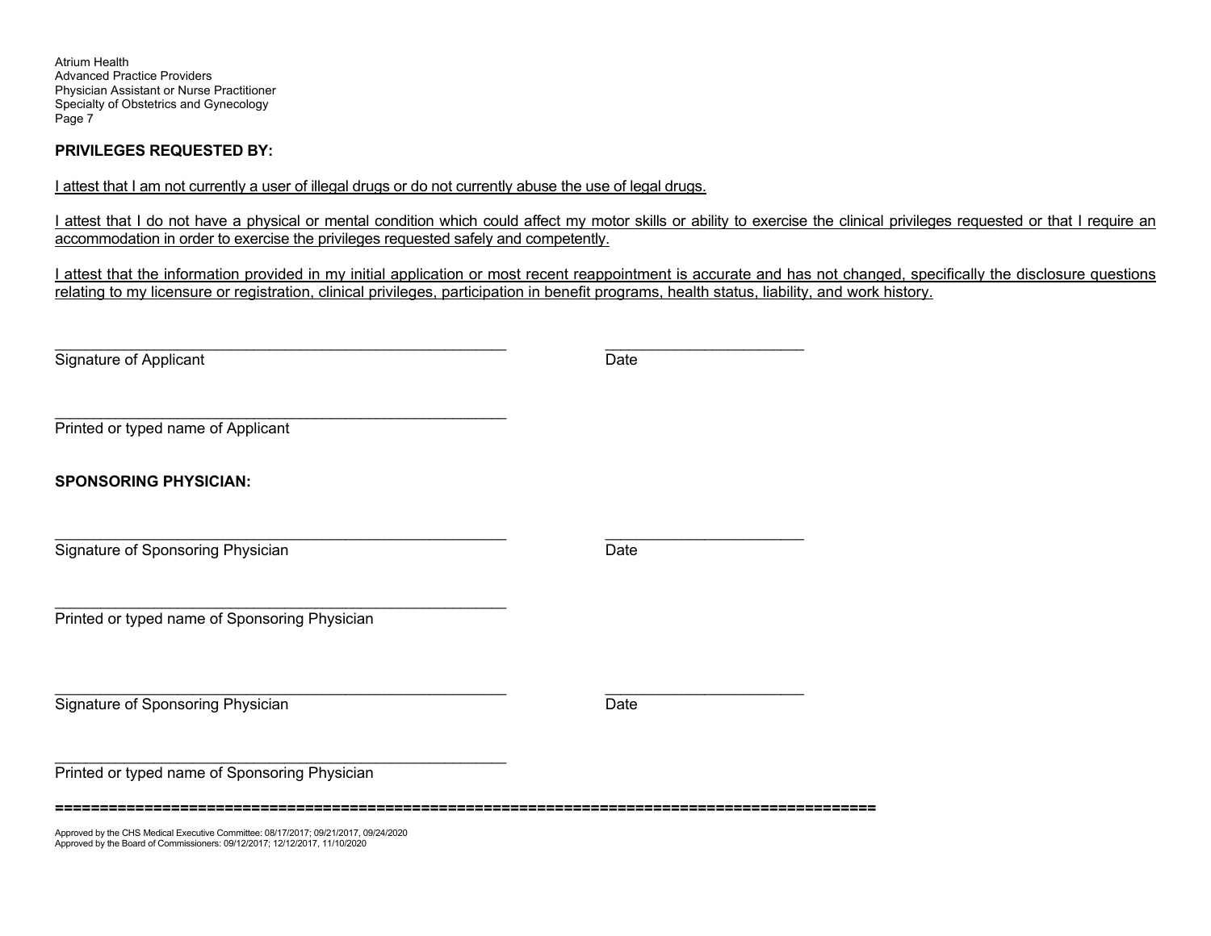**PRIVILEGES REQUESTED BY:**

I attest that I am not currently a user of illegal drugs or do not currently abuse the use of legal drugs.

I attest that I do not have a physical or mental condition which could affect my motor skills or ability to exercise the clinical privileges requested or that I require an accommodation in order to exercise the privileges requested safely and competently.

I attest that the information provided in my initial application or most recent reappointment is accurate and has not changed, specifically the disclosure questions relating to my licensure or registration, clinical privileges, participation in benefit programs, health status, liability, and work history.

_______________________________________________________ _______________________

Signature of Applicant Date

_______________________________________________________

Printed or typed name of Applicant

**SPONSORING PHYSICIAN:**

_______________________________________________________ _______________________

Signature of Sponsoring Physician Date

_______________________________________________________

Printed or typed name of Sponsoring Physician

_______________________________________________________ _______________________

Signature of Sponsoring Physician Date

_______________________________________________________

Printed or typed name of Sponsoring Physician

==========================================================================================

Approved by the CHS Medical Executive Committee: 08/17/2017; 09/21/2017, 09/24/2020
Approved by the Board of Commissioners: 09/12/2017; 12/12/2017, 11/10/2020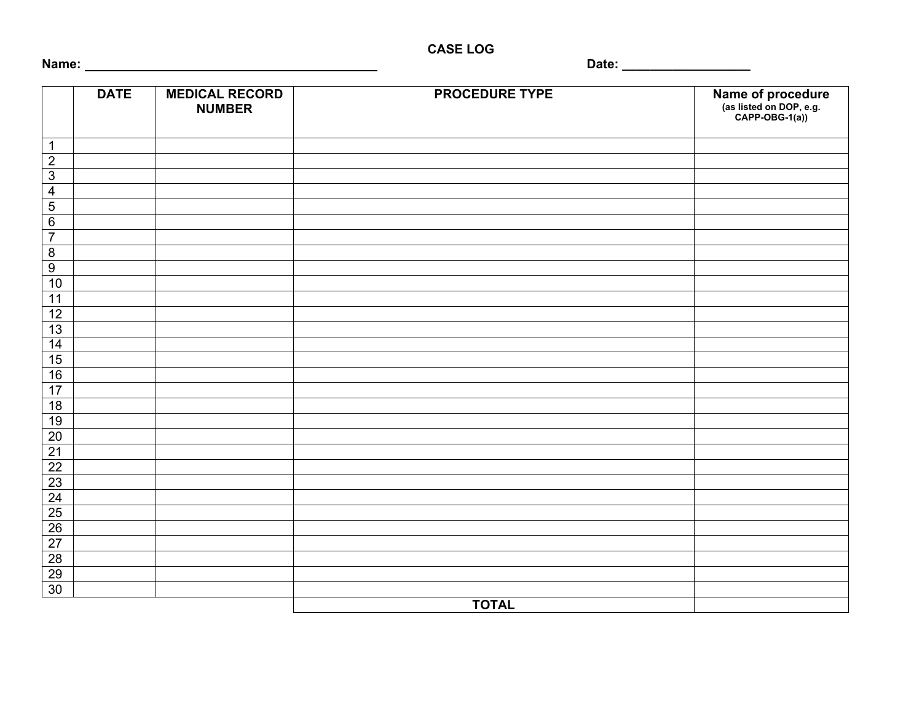# CASE LOG

**Name:** ________________________________________ **Date:** __________________

| | DATE | MEDICAL RECORD NUMBER | PROCEDURE TYPE | Name of procedure (as listed on DOP, e.g. CAPP-OBG-1(a)) |
|---|---|---|---|---|
| 1 | | | | |
| 2 | | | | |
| 3 | | | | |
| 4 | | | | |
| 5 | | | | |
| 6 | | | | |
| 7 | | | | |
| 8 | | | | |
| 9 | | | | |
| 10 | | | | |
| 11 | | | | |
| 12 | | | | |
| 13 | | | | |
| 14 | | | | |
| 15 | | | | |
| 16 | | | | |
| 17 | | | | |
| 18 | | | | |
| 19 | | | | |
| 20 | | | | |
| 21 | | | | |
| 22 | | | | |
| 23 | | | | |
| 24 | | | | |
| 25 | | | | |
| 26 | | | | |
| 27 | | | | |
| 28 | | | | |
| 29 | | | | |
| 30 | | | | |
| | | | **TOTAL** | |